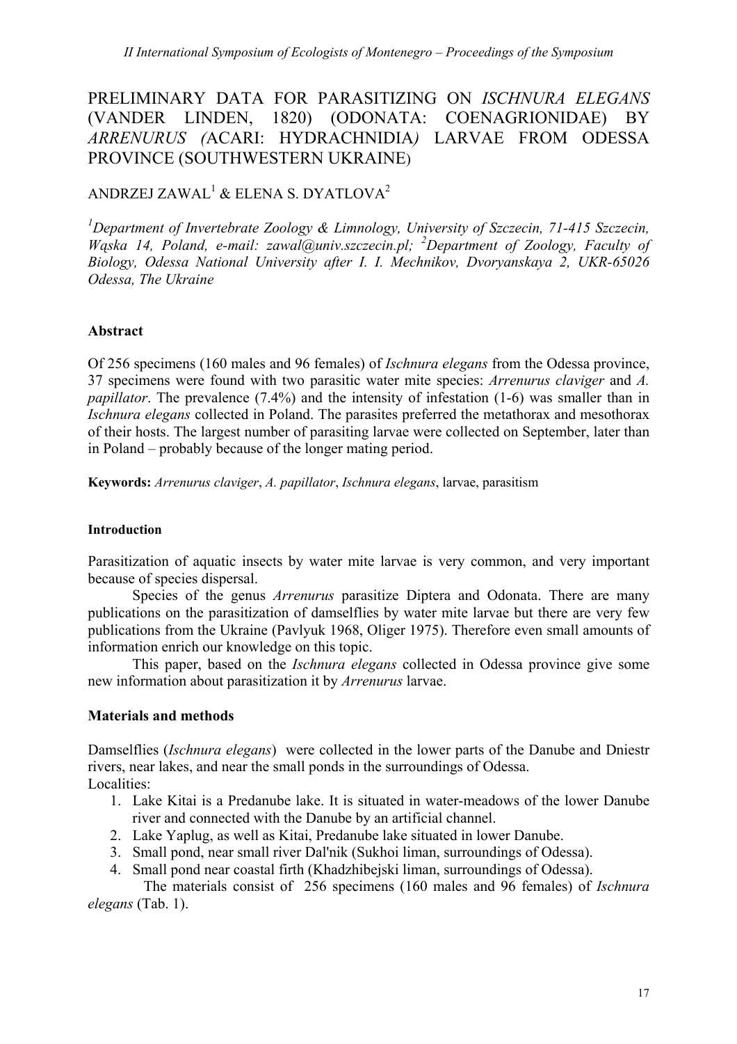# PRELIMINARY DATA FOR PARASITIZING ON *ISCHNURA ELEGANS* (VANDER LINDEN, 1820) (ODONATA: COENAGRIONIDAE) BY *ARRENURUS* (ACARI: HYDRACHNIDIA) LARVAE FROM ODESSA PROVINCE (SOUTHWESTERN UKRAINE)

ANDRZEJ ZAWAL[1] & ELENA S. DYATLOVA[2]

*[1]Department of Invertebrate Zoology & Limnology, University of Szczecin, 71-415 Szczecin, Wąska 14, Poland, e-mail: zawal@univ.szczecin.pl; [2]Department of Zoology, Faculty of Biology, Odessa National University after I. I. Mechnikov, Dvoryanskaya 2, UKR-65026 Odessa, The Ukraine*

## Abstract

Of 256 specimens (160 males and 96 females) of *Ischnura elegans* from the Odessa province, 37 specimens were found with two parasitic water mite species: *Arrenurus claviger* and *A. papillator*. The prevalence (7.4%) and the intensity of infestation (1-6) was smaller than in *Ischnura elegans* collected in Poland. The parasites preferred the metathorax and mesothorax of their hosts. The largest number of parasiting larvae were collected on September, later than in Poland – probably because of the longer mating period.

**Keywords:** *Arrenurus claviger*, *A. papillator*, *Ischnura elegans*, larvae, parasitism

## Introduction

Parasitization of aquatic insects by water mite larvae is very common, and very important because of species dispersal.

Species of the genus *Arrenurus* parasitize Diptera and Odonata. There are many publications on the parasitization of damselflies by water mite larvae but there are very few publications from the Ukraine (Pavlyuk 1968, Oliger 1975). Therefore even small amounts of information enrich our knowledge on this topic.

This paper, based on the *Ischnura elegans* collected in Odessa province give some new information about parasitization it by *Arrenurus* larvae.

## Materials and methods

Damselflies (*Ischnura elegans*) were collected in the lower parts of the Danube and Dniestr rivers, near lakes, and near the small ponds in the surroundings of Odessa.

Localities:

1. Lake Kitai is a Predanube lake. It is situated in water-meadows of the lower Danube river and connected with the Danube by an artificial channel.
2. Lake Yaplug, as well as Kitai, Predanube lake situated in lower Danube.
3. Small pond, near small river Dal'nik (Sukhoi liman, surroundings of Odessa).
4. Small pond near coastal firth (Khadzhibejski liman, surroundings of Odessa).

The materials consist of 256 specimens (160 males and 96 females) of *Ischnura elegans* (Tab. 1).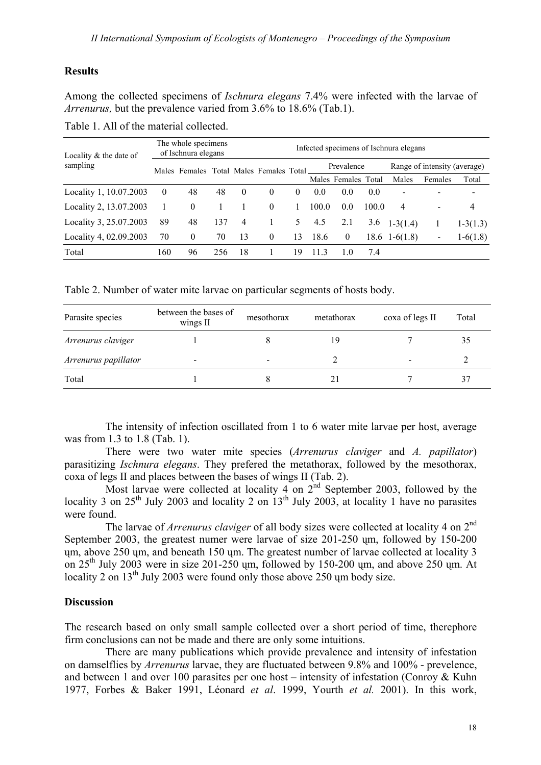## Results

Among the collected specimens of *Ischnura elegans* 7.4% were infected with the larvae of *Arrenurus,* but the prevalence varied from 3.6% to 18.6% (Tab.1).

Table 1. All of the material collected.

| Locality & the date of sampling | The whole specimens of Ischnura elegans | | | Infected specimens of Ischnura elegans | | | | | | | | |
|---|---|---|---|---|---|---|---|---|---|---|---|---|
| | Males | Females | Total | Males | Females | Total | Prevalence | | | Range of intensity (average) | | |
| | | | | | | | Males | Females | Total | Males | Females | Total |
| Locality 1, 10.07.2003 | 0 | 48 | 48 | 0 | 0 | 0 | 0.0 | 0.0 | 0.0 | - | - | - |
| Locality 2, 13.07.2003 | 1 | 0 | 1 | 1 | 0 | 1 | 100.0 | 0.0 | 100.0 | 4 | - | 4 |
| Locality 3, 25.07.2003 | 89 | 48 | 137 | 4 | 1 | 5 | 4.5 | 2.1 | 3.6 | 1-3(1.4) | 1 | 1-3(1.3) |
| Locality 4, 02.09.2003 | 70 | 0 | 70 | 13 | 0 | 13 | 18.6 | 0 | 18.6 | 1-6(1.8) | - | 1-6(1.8) |
| Total | 160 | 96 | 256 | 18 | 1 | 19 | 11.3 | 1.0 | 7.4 | | | |

Table 2. Number of water mite larvae on particular segments of hosts body.

| Parasite species | between the bases of wings II | mesothorax | metathorax | coxa of legs II | Total |
|---|---|---|---|---|---|
| *Arrenurus claviger* | 1 | 8 | 19 | 7 | 35 |
| *Arrenurus papillator* | - | - | 2 | - | 2 |
| Total | 1 | 8 | 21 | 7 | 37 |

The intensity of infection oscillated from 1 to 6 water mite larvae per host, average was from 1.3 to 1.8 (Tab. 1).

There were two water mite species (*Arrenurus claviger* and *A. papillator*) parasitizing *Ischnura elegans*. They prefered the metathorax, followed by the mesothorax, coxa of legs II and places between the bases of wings II (Tab. 2).

Most larvae were collected at locality 4 on 2nd September 2003, followed by the locality 3 on 25th July 2003 and locality 2 on 13th July 2003, at locality 1 have no parasites were found.

The larvae of *Arrenurus claviger* of all body sizes were collected at locality 4 on 2nd September 2003, the greatest numer were larvae of size 201-250 ɥm, followed by 150-200 ɥm, above 250 ɥm, and beneath 150 ɥm. The greatest number of larvae collected at locality 3 on 25th July 2003 were in size 201-250 ɥm, followed by 150-200 ɥm, and above 250 ɥm. At locality 2 on 13th July 2003 were found only those above 250 ɥm body size.

## Discussion

The research based on only small sample collected over a short period of time, therephore firm conclusions can not be made and there are only some intuitions.

There are many publications which provide prevalence and intensity of infestation on damselflies by *Arrenurus* larvae, they are fluctuated between 9.8% and 100% - prevelence, and between 1 and over 100 parasites per one host – intensity of infestation (Conroy & Kuhn 1977, Forbes & Baker 1991, Léonard *et al*. 1999, Yourth *et al.* 2001). In this work,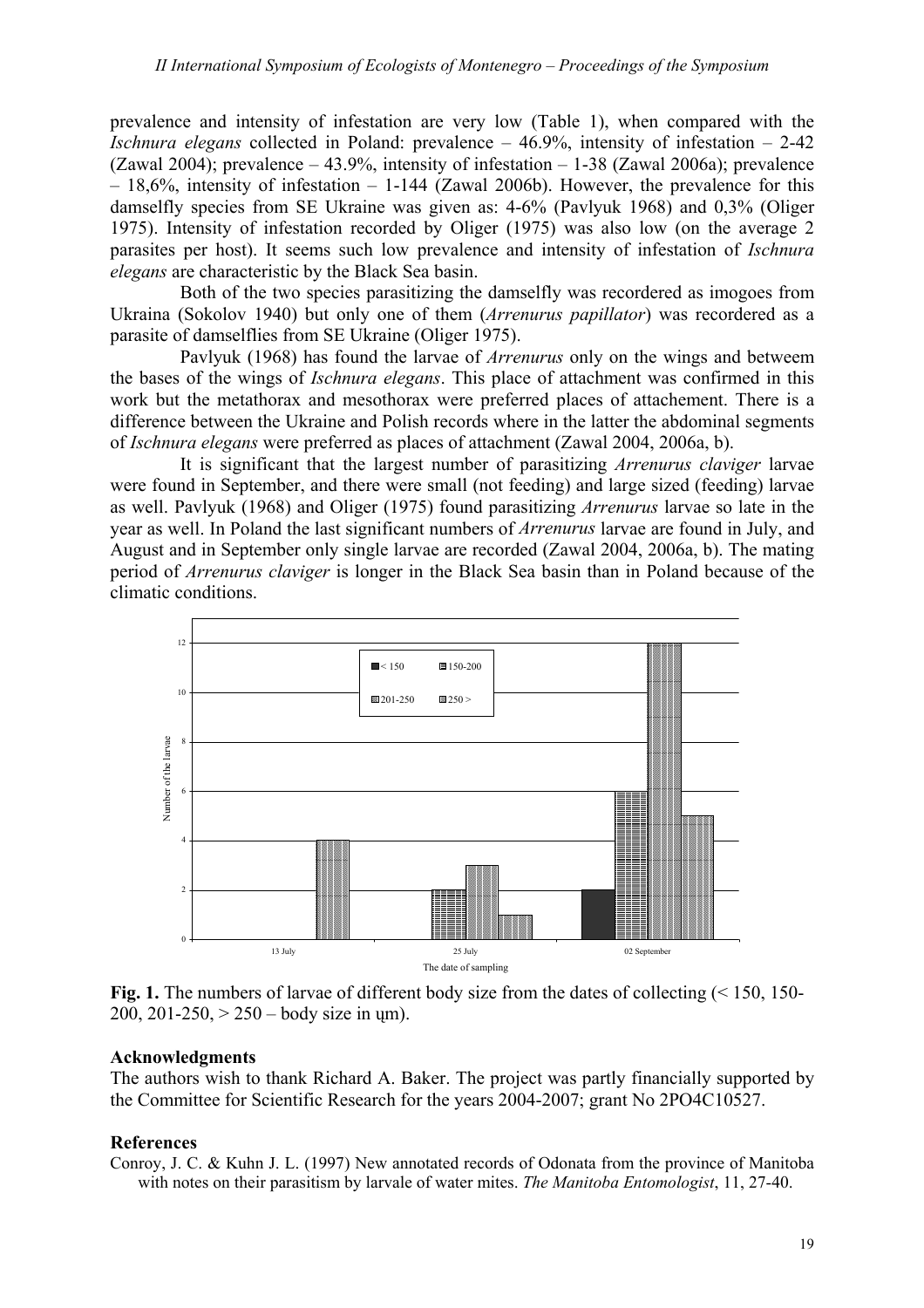prevalence and intensity of infestation are very low (Table 1), when compared with the *Ischnura elegans* collected in Poland: prevalence – 46.9%, intensity of infestation – 2-42 (Zawal 2004); prevalence – 43.9%, intensity of infestation – 1-38 (Zawal 2006a); prevalence – 18,6%, intensity of infestation – 1-144 (Zawal 2006b). However, the prevalence for this damselfly species from SE Ukraine was given as: 4-6% (Pavlyuk 1968) and 0,3% (Oliger 1975). Intensity of infestation recorded by Oliger (1975) was also low (on the average 2 parasites per host). It seems such low prevalence and intensity of infestation of *Ischnura elegans* are characteristic by the Black Sea basin.

Both of the two species parasitizing the damselfly was recordered as imogoes from Ukraina (Sokolov 1940) but only one of them (*Arrenurus papillator*) was recordered as a parasite of damselflies from SE Ukraine (Oliger 1975).

Pavlyuk (1968) has found the larvae of *Arrenurus* only on the wings and betweem the bases of the wings of *Ischnura elegans*. This place of attachment was confirmed in this work but the metathorax and mesothorax were preferred places of attachement. There is a difference between the Ukraine and Polish records where in the latter the abdominal segments of *Ischnura elegans* were preferred as places of attachment (Zawal 2004, 2006a, b).

It is significant that the largest number of parasitizing *Arrenurus claviger* larvae were found in September, and there were small (not feeding) and large sized (feeding) larvae as well. Pavlyuk (1968) and Oliger (1975) found parasitizing *Arrenurus* larvae so late in the year as well. In Poland the last significant numbers of *Arrenurus* larvae are found in July, and August and in September only single larvae are recorded (Zawal 2004, 2006a, b). The mating period of *Arrenurus claviger* is longer in the Black Sea basin than in Poland because of the climatic conditions.

**Fig. 1.** The numbers of larvae of different body size from the dates of collecting (< 150, 150-200, 201-250, > 250 – body size in ųm).

## Acknowledgments

The authors wish to thank Richard A. Baker. The project was partly financially supported by the Committee for Scientific Research for the years 2004-2007; grant No 2PO4C10527.

## References

Conroy, J. C. & Kuhn J. L. (1997) New annotated records of Odonata from the province of Manitoba with notes on their parasitism by larvale of water mites. *The Manitoba Entomologist*, 11, 27-40.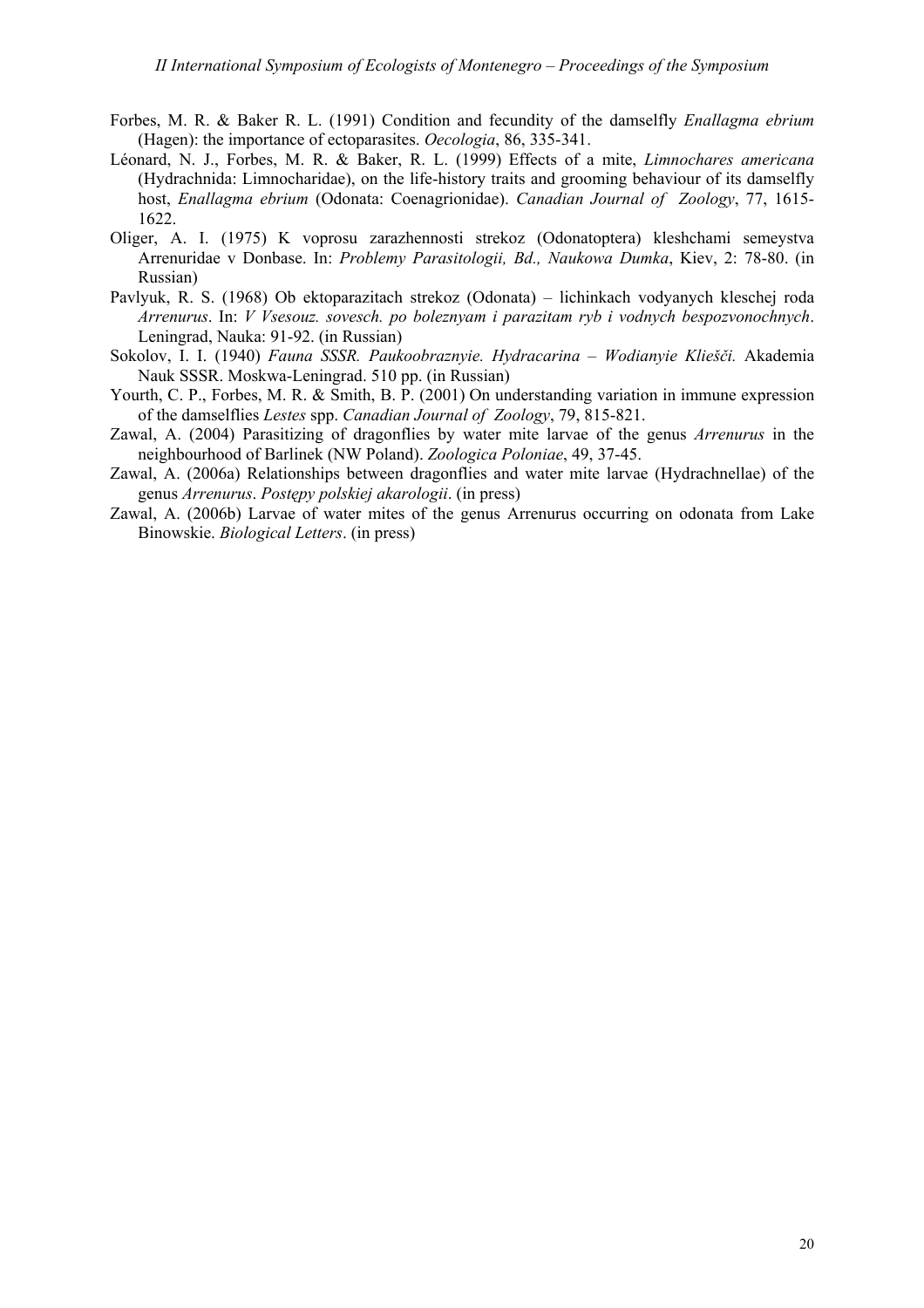Forbes, M. R. & Baker R. L. (1991) Condition and fecundity of the damselfly *Enallagma ebrium* (Hagen): the importance of ectoparasites. *Oecologia*, 86, 335-341.

Léonard, N. J., Forbes, M. R. & Baker, R. L. (1999) Effects of a mite, *Limnochares americana* (Hydrachnida: Limnocharidae), on the life-history traits and grooming behaviour of its damselfly host, *Enallagma ebrium* (Odonata: Coenagrionidae). *Canadian Journal of Zoology*, 77, 1615-1622.

Oliger, A. I. (1975) K voprosu zarazhennosti strekoz (Odonatoptera) kleshchami semeystva Arrenuridae v Donbase. In: *Problemy Parasitologii, Bd., Naukowa Dumka*, Kiev, 2: 78-80. (in Russian)

Pavlyuk, R. S. (1968) Ob ektoparazitach strekoz (Odonata) – lichinkach vodyanych kleschej roda *Arrenurus*. In: *V Vsesouz. sovesch. po boleznyam i parazitam ryb i vodnych bespozvonochnych*. Leningrad, Nauka: 91-92. (in Russian)

Sokolov, I. I. (1940) *Fauna SSSR. Paukoobraznyie. Hydracarina – Wodianyie Kliešči.* Akademia Nauk SSSR. Moskwa-Leningrad. 510 pp. (in Russian)

Yourth, C. P., Forbes, M. R. & Smith, B. P. (2001) On understanding variation in immune expression of the damselflies *Lestes* spp. *Canadian Journal of Zoology*, 79, 815-821.

Zawal, A. (2004) Parasitizing of dragonflies by water mite larvae of the genus *Arrenurus* in the neighbourhood of Barlinek (NW Poland). *Zoologica Poloniae*, 49, 37-45.

Zawal, A. (2006a) Relationships between dragonflies and water mite larvae (Hydrachnellae) of the genus *Arrenurus*. *Postępy polskiej akarologii*. (in press)

Zawal, A. (2006b) Larvae of water mites of the genus Arrenurus occurring on odonata from Lake Binowskie. *Biological Letters*. (in press)